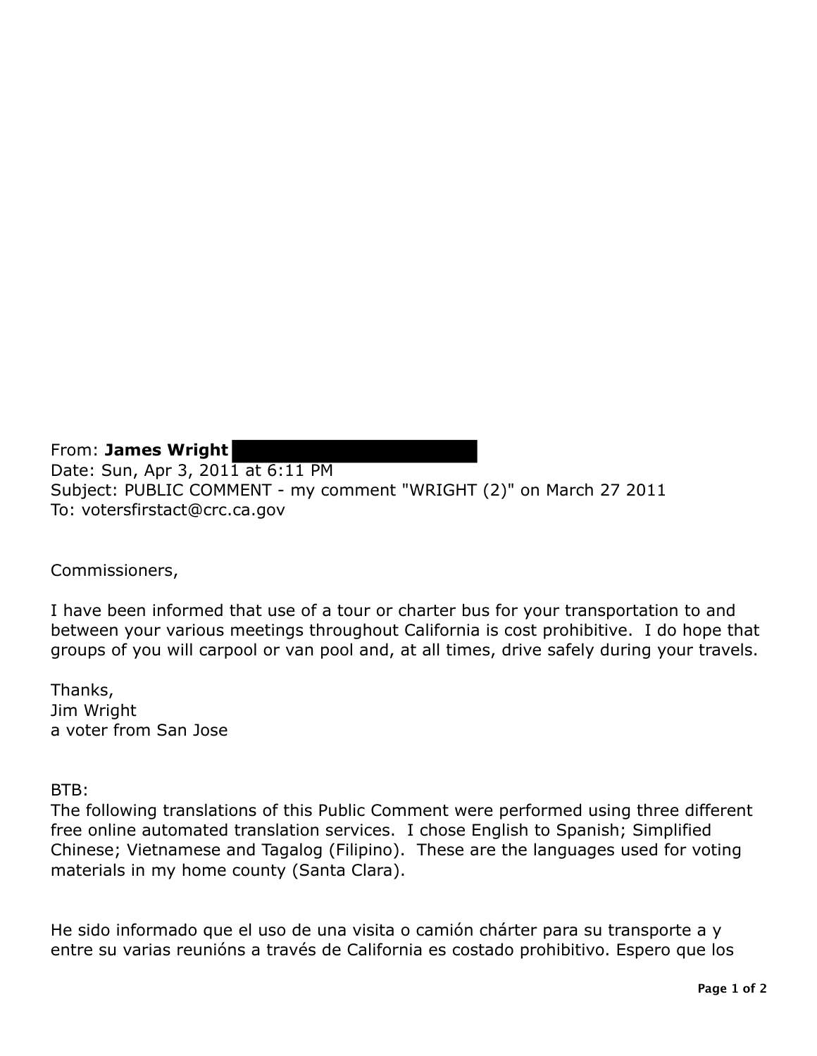From: **James Wright**
Date: Sun, Apr 3, 2011 at 6:11 PM
Subject: PUBLIC COMMENT - my comment "WRIGHT (2)" on March 27 2011
To: votersfirstact@crc.ca.gov

Commissioners,

I have been informed that use of a tour or charter bus for your transportation to and between your various meetings throughout California is cost prohibitive. I do hope that groups of you will carpool or van pool and, at all times, drive safely during your travels.

Thanks,
Jim Wright
a voter from San Jose

BTB:
The following translations of this Public Comment were performed using three different free online automated translation services. I chose English to Spanish; Simplified Chinese; Vietnamese and Tagalog (Filipino). These are the languages used for voting materials in my home county (Santa Clara).

He sido informado que el uso de una visita o camión chárter para su transporte a y entre su varias reunións a través de California es costado prohibitivo. Espero que los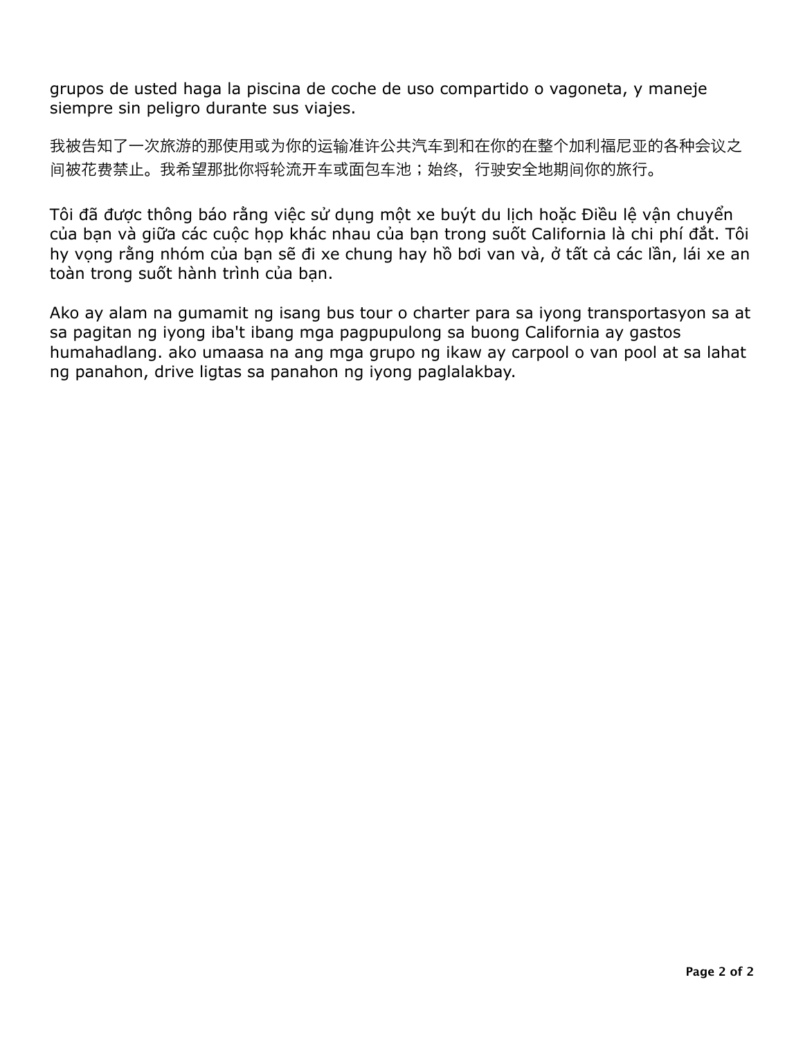grupos de usted haga la piscina de coche de uso compartido o vagoneta, y maneje siempre sin peligro durante sus viajes.

我被告知了一次旅游的那使用或为你的运输准许公共汽车到和在你的在整个加利福尼亚的各种会议之间被花费禁止。我希望那批你将轮流开车或面包车池；始终，行驶安全地期间你的旅行。

Tôi đã được thông báo rằng việc sử dụng một xe buýt du lịch hoặc Điều lệ vận chuyển của bạn và giữa các cuộc họp khác nhau của bạn trong suốt California là chi phí đắt. Tôi hy vọng rằng nhóm của bạn sẽ đi xe chung hay hồ bơi van và, ở tất cả các lần, lái xe an toàn trong suốt hành trình của bạn.

Ako ay alam na gumamit ng isang bus tour o charter para sa iyong transportasyon sa at sa pagitan ng iyong iba't ibang mga pagpupulong sa buong California ay gastos humahadlang. ako umaasa na ang mga grupo ng ikaw ay carpool o van pool at sa lahat ng panahon, drive ligtas sa panahon ng iyong paglalakbay.